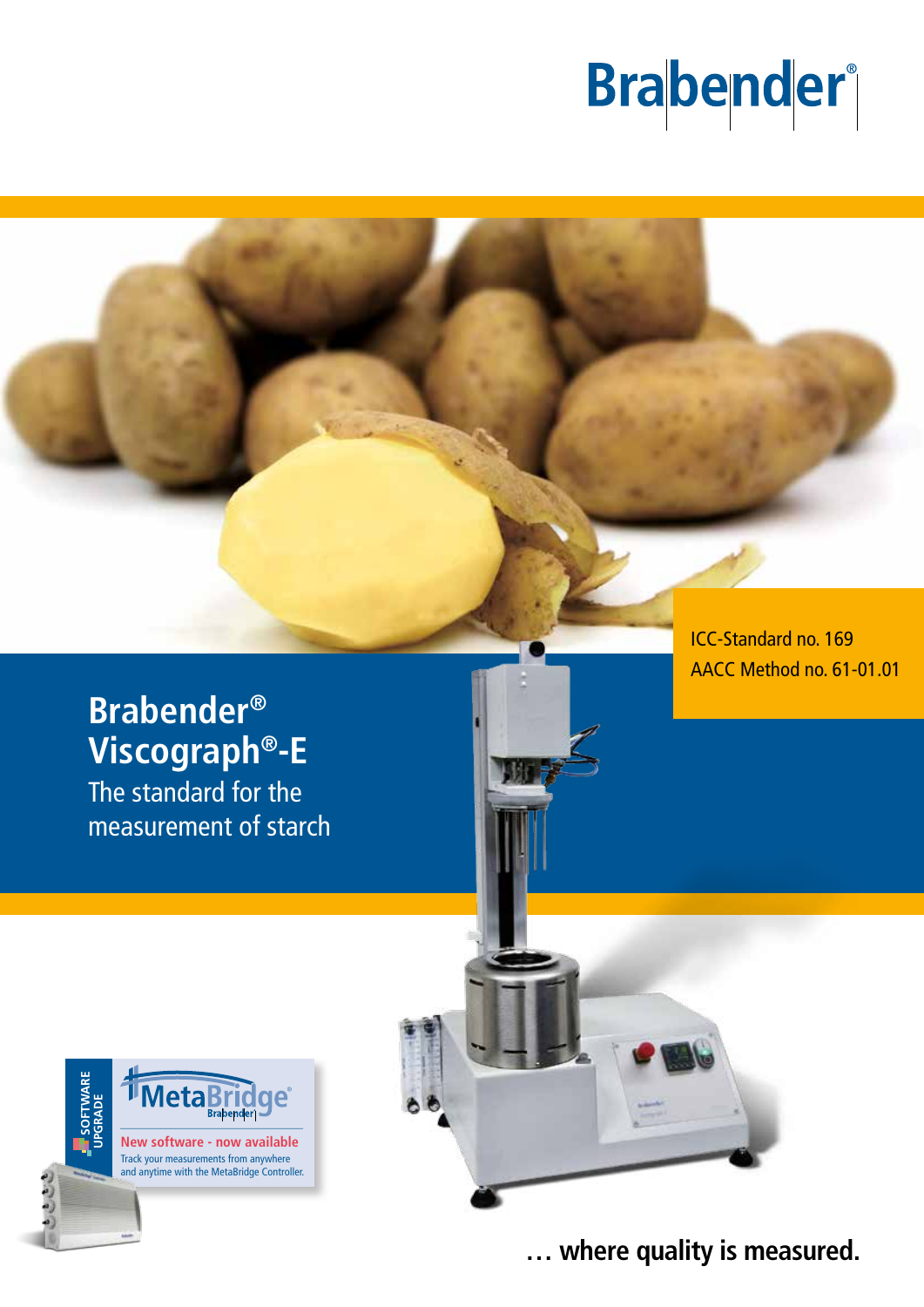# Brabender®

## Brabender® Viscograph®-E

The standard for the measurement of starch

ICC-Standard no. 169
AACC Method no. 61-01.01

SOFTWARE UPGRADE

MetaBridge®

**New software - now available**

Track your measurements from anywhere and anytime with the MetaBridge Controller.

**… where quality is measured.**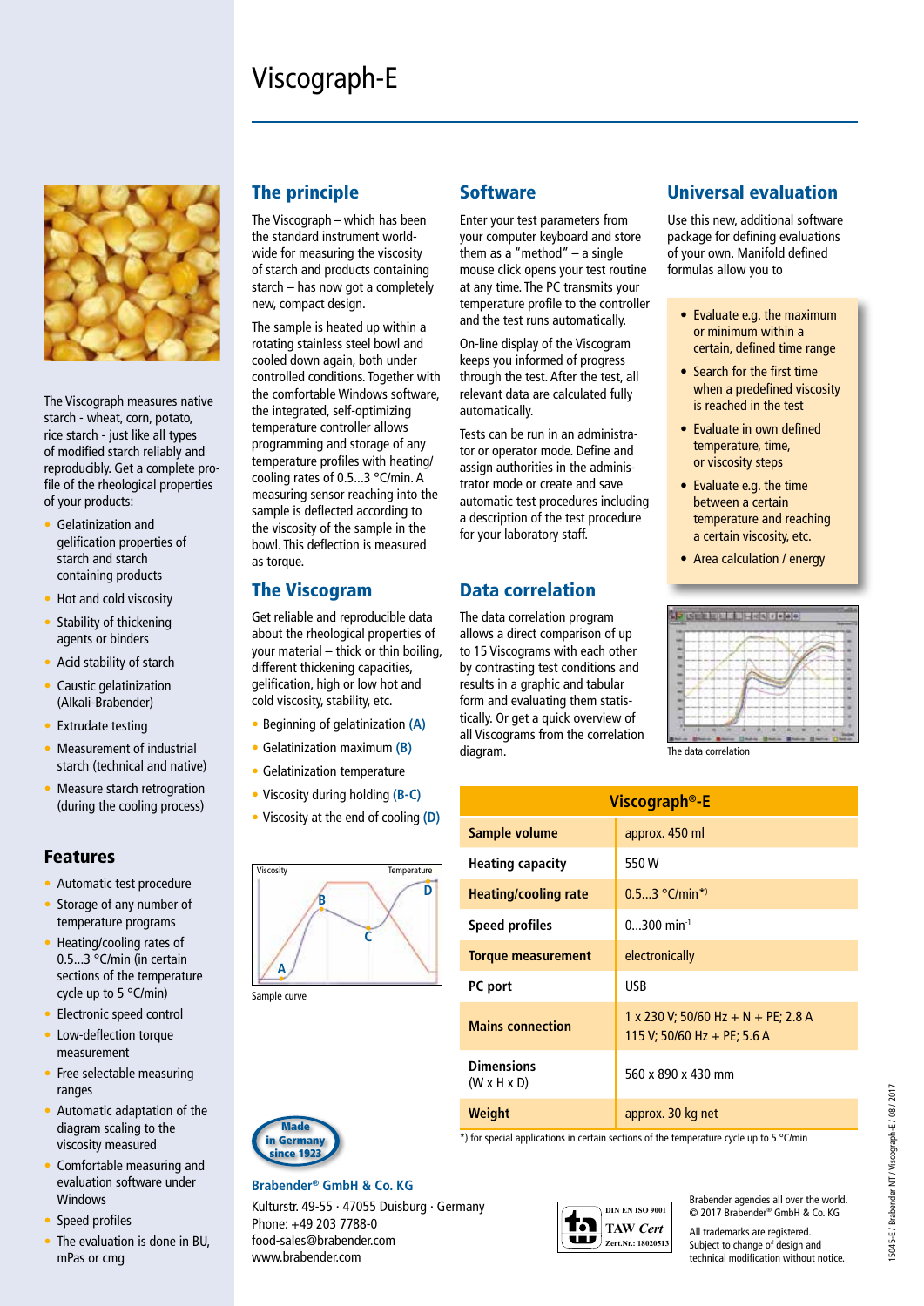# Viscograph-E

The Viscograph measures native starch - wheat, corn, potato, rice starch - just like all types of modified starch reliably and reproducibly. Get a complete profile of the rheological properties of your products:

- Gelatinization and gelification properties of starch and starch containing products
- Hot and cold viscosity
- Stability of thickening agents or binders
- Acid stability of starch
- Caustic gelatinization (Alkali-Brabender)
- Extrudate testing
- Measurement of industrial starch (technical and native)
- Measure starch retrogration (during the cooling process)

## Features

- Automatic test procedure
- Storage of any number of temperature programs
- Heating/cooling rates of 0.5...3 °C/min (in certain sections of the temperature cycle up to 5 °C/min)
- Electronic speed control
- Low-deflection torque measurement
- Free selectable measuring ranges
- Automatic adaptation of the diagram scaling to the viscosity measured
- Comfortable measuring and evaluation software under Windows
- Speed profiles
- The evaluation is done in BU, mPas or cmg

## The principle

The Viscograph – which has been the standard instrument worldwide for measuring the viscosity of starch and products containing starch – has now got a completely new, compact design.

The sample is heated up within a rotating stainless steel bowl and cooled down again, both under controlled conditions. Together with the comfortable Windows software, the integrated, self-optimizing temperature controller allows programming and storage of any temperature profiles with heating/cooling rates of 0.5...3 °C/min. A measuring sensor reaching into the sample is deflected according to the viscosity of the sample in the bowl. This deflection is measured as torque.

## The Viscogram

Get reliable and reproducible data about the rheological properties of your material – thick or thin boiling, different thickening capacities, gelification, high or low hot and cold viscosity, stability, etc.

- Beginning of gelatinization **(A)**
- Gelatinization maximum **(B)**
- Gelatinization temperature
- Viscosity during holding **(B-C)**
- Viscosity at the end of cooling **(D)**

Viscosity
Temperature
A
B
C
D

Sample curve

## Software

Enter your test parameters from your computer keyboard and store them as a "method" – a single mouse click opens your test routine at any time. The PC transmits your temperature profile to the controller and the test runs automatically.

On-line display of the Viscogram keeps you informed of progress through the test. After the test, all relevant data are calculated fully automatically.

Tests can be run in an administrator or operator mode. Define and assign authorities in the administrator mode or create and save automatic test procedures including a description of the test procedure for your laboratory staff.

## Data correlation

The data correlation program allows a direct comparison of up to 15 Viscograms with each other by contrasting test conditions and results in a graphic and tabular form and evaluating them statistically. Or get a quick overview of all Viscograms from the correlation diagram.

## Universal evaluation

Use this new, additional software package for defining evaluations of your own. Manifold defined formulas allow you to

- Evaluate e.g. the maximum or minimum within a certain, defined time range
- Search for the first time when a predefined viscosity is reached in the test
- Evaluate in own defined temperature, time, or viscosity steps
- Evaluate e.g. the time between a certain temperature and reaching a certain viscosity, etc.
- Area calculation / energy

The data correlation

| Viscograph®-E | |
|---|---|
| **Sample volume** | approx. 450 ml |
| **Heating capacity** | 550 W |
| **Heating/cooling rate** | 0.5...3 °C/min*) |
| **Speed profiles** | 0...300 min$^{-1}$ |
| **Torque measurement** | electronically |
| **PC port** | USB |
| **Mains connection** | 1 x 230 V; 50/60 Hz + N + PE; 2.8 A<br>115 V; 50/60 Hz + PE; 5.6 A |
| **Dimensions** (W x H x D) | 560 x 890 x 430 mm |
| **Weight** | approx. 30 kg net |

*) for special applications in certain sections of the temperature cycle up to 5 °C/min

Made in Germany since 1923

**Brabender® GmbH & Co. KG**
Kulturstr. 49-55 · 47055 Duisburg · Germany
Phone: +49 203 7788-0
food-sales@brabender.com
www.brabender.com

DIN EN ISO 9001
TAW Cert
Zert.Nr.: 18020513

Brabender agencies all over the world.
© 2017 Brabender® GmbH & Co. KG

All trademarks are registered.
Subject to change of design and technical modification without notice.

15045-E / Brabender NT / Viscograph-E / 08 / 2017